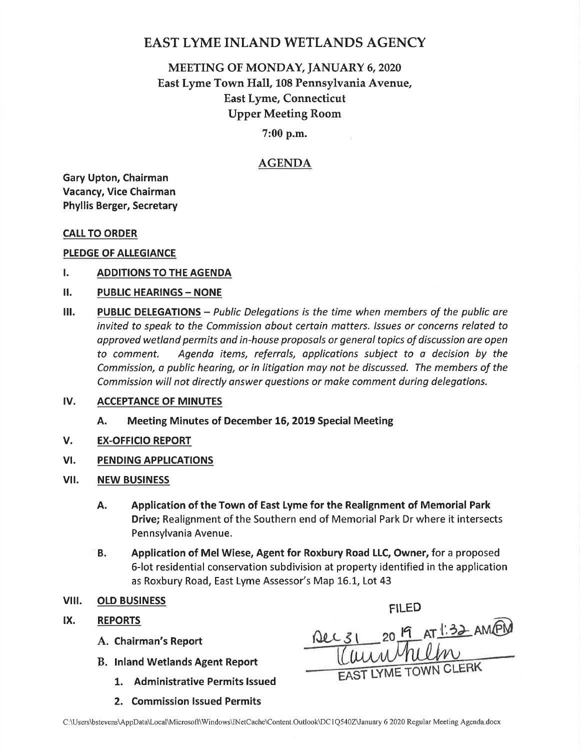# EAST LYME INLAND WETLANDS AGENCY

## MEETING OF MONDAY, JANUARY 6, 2020
## East Lyme Town Hall, 108 Pennsylvania Avenue, East Lyme, Connecticut
## Upper Meeting Room

**7:00 p.m.**

## AGENDA

**Gary Upton, Chairman**
**Vacancy, Vice Chairman**
**Phyllis Berger, Secretary**

**CALL TO ORDER**

**PLEDGE OF ALLEGIANCE**

**I. ADDITIONS TO THE AGENDA**

**II. PUBLIC HEARINGS – NONE**

**III. PUBLIC DELEGATIONS** – *Public Delegations is the time when members of the public are invited to speak to the Commission about certain matters. Issues or concerns related to approved wetland permits and in-house proposals or general topics of discussion are open to comment. Agenda items, referrals, applications subject to a decision by the Commission, a public hearing, or in litigation may not be discussed. The members of the Commission will not directly answer questions or make comment during delegations.*

**IV. ACCEPTANCE OF MINUTES**

- **A. Meeting Minutes of December 16, 2019 Special Meeting**

**V. EX-OFFICIO REPORT**

**VI. PENDING APPLICATIONS**

**VII. NEW BUSINESS**

- **A. Application of the Town of East Lyme for the Realignment of Memorial Park Drive;** Realignment of the Southern end of Memorial Park Dr where it intersects Pennsylvania Avenue.
- **B. Application of Mel Wiese, Agent for Roxbury Road LLC, Owner,** for a proposed 6-lot residential conservation subdivision at property identified in the application as Roxbury Road, East Lyme Assessor's Map 16.1, Lot 43

**VIII. OLD BUSINESS**

**IX. REPORTS**

- **A. Chairman's Report**
- **B. Inland Wetlands Agent Report**
  1. **Administrative Permits Issued**
  2. **Commission Issued Permits**

FILED
Dec 31 2019 AT 1:32 AM/PM
EAST LYME TOWN CLERK

C:\Users\bstevens\AppData\Local\Microsoft\Windows\INetCache\Content.Outlook\DC1Q540Z\January 6 2020 Regular Meeting Agenda.docx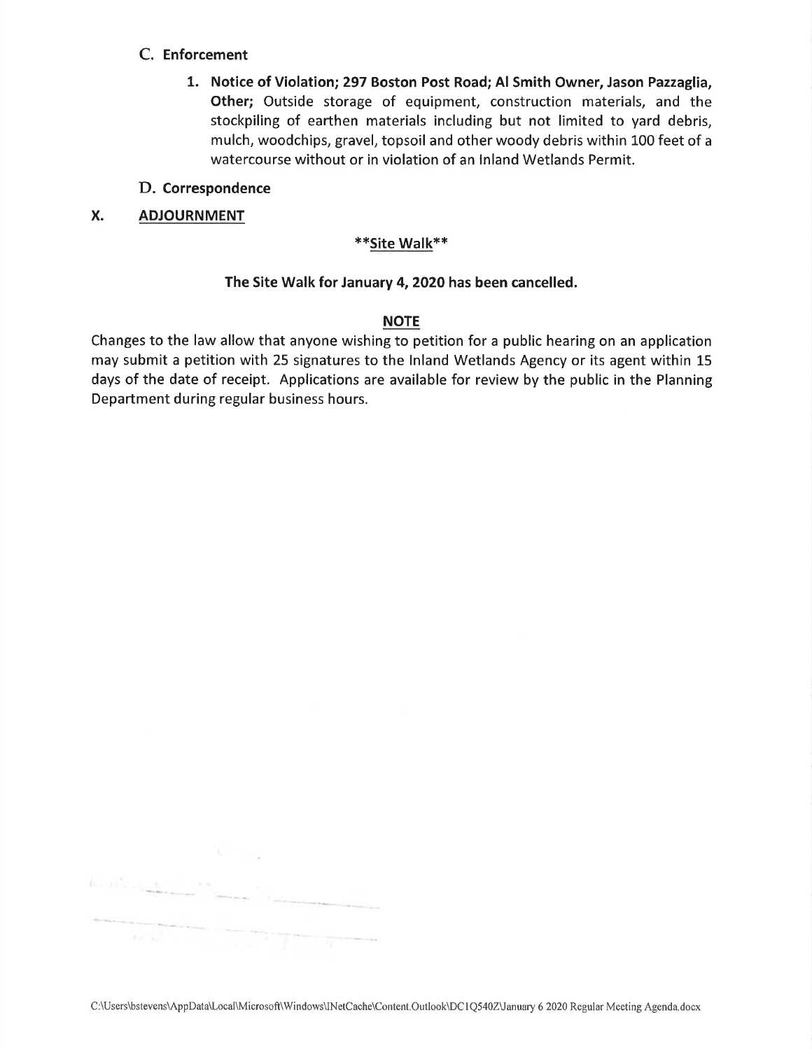### C. Enforcement

1. **Notice of Violation; 297 Boston Post Road; Al Smith Owner, Jason Pazzaglia, Other;** Outside storage of equipment, construction materials, and the stockpiling of earthen materials including but not limited to yard debris, mulch, woodchips, gravel, topsoil and other woody debris within 100 feet of a watercourse without or in violation of an Inland Wetlands Permit.

### D. Correspondence

## X. ADJOURNMENT

**\*\*Site Walk\*\***

**The Site Walk for January 4, 2020 has been cancelled.**

**NOTE**

Changes to the law allow that anyone wishing to petition for a public hearing on an application may submit a petition with 25 signatures to the Inland Wetlands Agency or its agent within 15 days of the date of receipt. Applications are available for review by the public in the Planning Department during regular business hours.

C:\Users\bstevens\AppData\Local\Microsoft\Windows\INetCache\Content.Outlook\DC1Q540Z\January 6 2020 Regular Meeting Agenda.docx